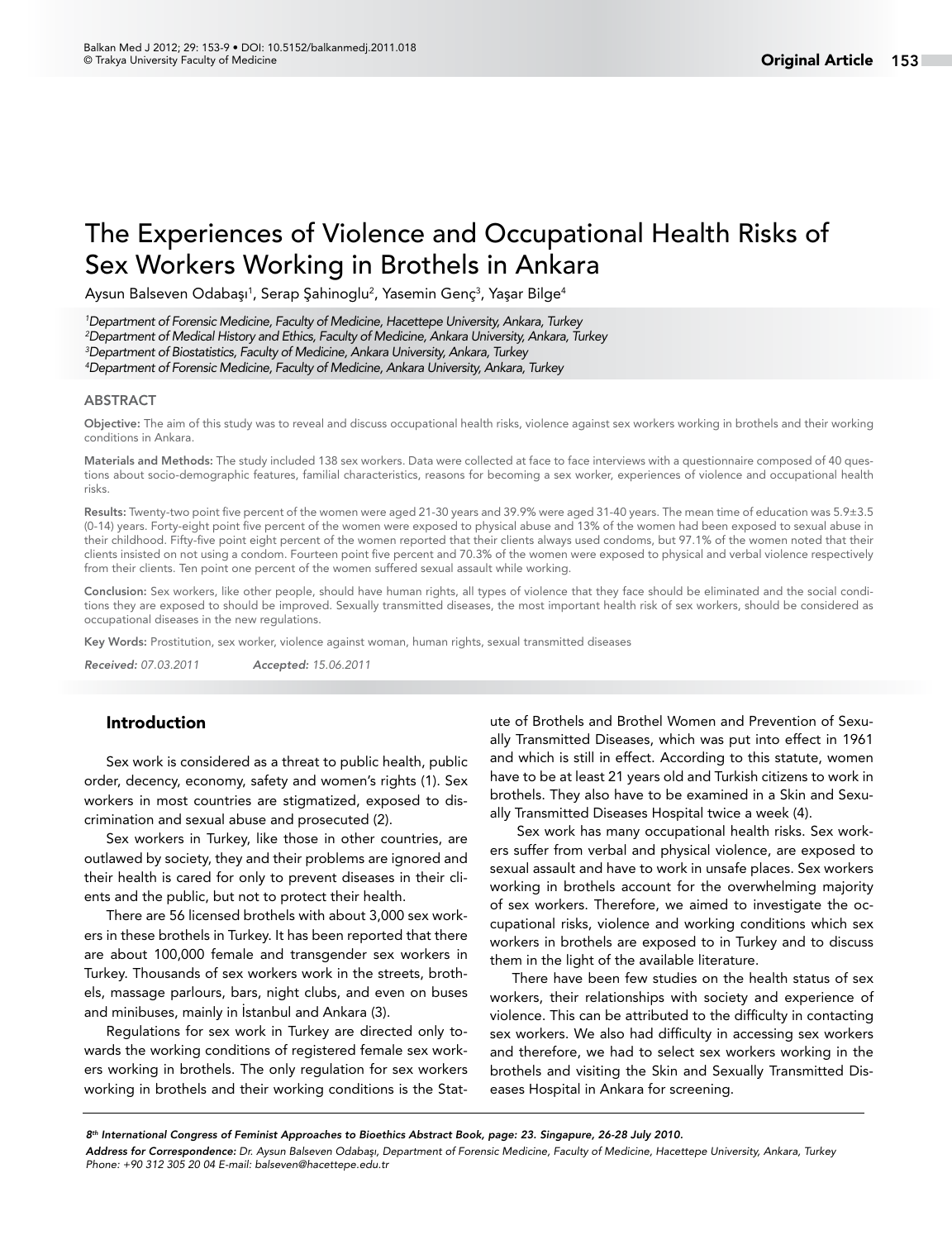# The Experiences of Violence and Occupational Health Risks of Sex Workers Working in Brothels in Ankara

Aysun Balseven Odabaşı[1], Serap Şahinoglu[2], Yasemin Genç[3], Yaşar Bilge[4]

*[1]Department of Forensic Medicine, Faculty of Medicine, Hacettepe University, Ankara, Turkey*
*[2]Department of Medical History and Ethics, Faculty of Medicine, Ankara University, Ankara, Turkey*
*[3]Department of Biostatistics, Faculty of Medicine, Ankara University, Ankara, Turkey*
*[4]Department of Forensic Medicine, Faculty of Medicine, Ankara University, Ankara, Turkey*

## ABSTRACT

**Objective:** The aim of this study was to reveal and discuss occupational health risks, violence against sex workers working in brothels and their working conditions in Ankara.

**Materials and Methods:** The study included 138 sex workers. Data were collected at face to face interviews with a questionnaire composed of 40 questions about socio-demographic features, familial characteristics, reasons for becoming a sex worker, experiences of violence and occupational health risks.

**Results:** Twenty-two point five percent of the women were aged 21-30 years and 39.9% were aged 31-40 years. The mean time of education was 5.9±3.5 (0-14) years. Forty-eight point five percent of the women were exposed to physical abuse and 13% of the women had been exposed to sexual abuse in their childhood. Fifty-five point eight percent of the women reported that their clients always used condoms, but 97.1% of the women noted that their clients insisted on not using a condom. Fourteen point five percent and 70.3% of the women were exposed to physical and verbal violence respectively from their clients. Ten point one percent of the women suffered sexual assault while working.

**Conclusion:** Sex workers, like other people, should have human rights, all types of violence that they face should be eliminated and the social conditions they are exposed to should be improved. Sexually transmitted diseases, the most important health risk of sex workers, should be considered as occupational diseases in the new regulations.

**Key Words:** Prostitution, sex worker, violence against woman, human rights, sexual transmitted diseases

*Received: 07.03.2011* *Accepted: 15.06.2011*

## Introduction

Sex work is considered as a threat to public health, public order, decency, economy, safety and women's rights (1). Sex workers in most countries are stigmatized, exposed to discrimination and sexual abuse and prosecuted (2).

Sex workers in Turkey, like those in other countries, are outlawed by society, they and their problems are ignored and their health is cared for only to prevent diseases in their clients and the public, but not to protect their health.

There are 56 licensed brothels with about 3,000 sex workers in these brothels in Turkey. It has been reported that there are about 100,000 female and transgender sex workers in Turkey. Thousands of sex workers work in the streets, brothels, massage parlours, bars, night clubs, and even on buses and minibuses, mainly in İstanbul and Ankara (3).

Regulations for sex work in Turkey are directed only towards the working conditions of registered female sex workers working in brothels. The only regulation for sex workers working in brothels and their working conditions is the Statute of Brothels and Brothel Women and Prevention of Sexually Transmitted Diseases, which was put into effect in 1961 and which is still in effect. According to this statute, women have to be at least 21 years old and Turkish citizens to work in brothels. They also have to be examined in a Skin and Sexually Transmitted Diseases Hospital twice a week (4).

Sex work has many occupational health risks. Sex workers suffer from verbal and physical violence, are exposed to sexual assault and have to work in unsafe places. Sex workers working in brothels account for the overwhelming majority of sex workers. Therefore, we aimed to investigate the occupational risks, violence and working conditions which sex workers in brothels are exposed to in Turkey and to discuss them in the light of the available literature.

There have been few studies on the health status of sex workers, their relationships with society and experience of violence. This can be attributed to the difficulty in contacting sex workers. We also had difficulty in accessing sex workers and therefore, we had to select sex workers working in the brothels and visiting the Skin and Sexually Transmitted Diseases Hospital in Ankara for screening.

---

*8th International Congress of Feminist Approaches to Bioethics Abstract Book, page: 23. Singapure, 26-28 July 2010.*

***Address for Correspondence:** Dr. Aysun Balseven Odabaşı, Department of Forensic Medicine, Faculty of Medicine, Hacettepe University, Ankara, Turkey Phone: +90 312 305 20 04 E-mail: balseven@hacettepe.edu.tr*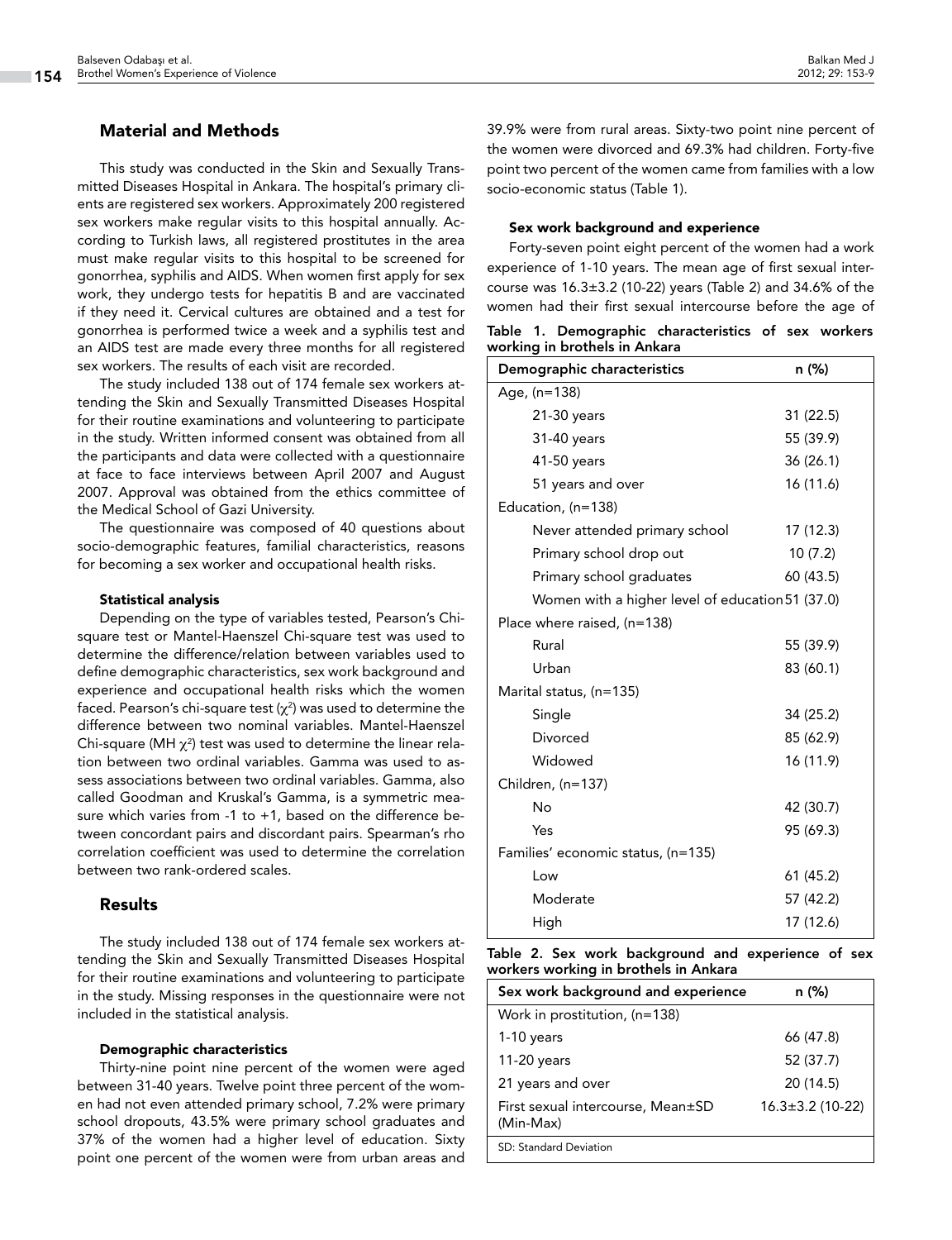## Material and Methods

This study was conducted in the Skin and Sexually Transmitted Diseases Hospital in Ankara. The hospital's primary clients are registered sex workers. Approximately 200 registered sex workers make regular visits to this hospital annually. According to Turkish laws, all registered prostitutes in the area must make regular visits to this hospital to be screened for gonorrhea, syphilis and AIDS. When women first apply for sex work, they undergo tests for hepatitis B and are vaccinated if they need it. Cervical cultures are obtained and a test for gonorrhea is performed twice a week and a syphilis test and an AIDS test are made every three months for all registered sex workers. The results of each visit are recorded.

The study included 138 out of 174 female sex workers attending the Skin and Sexually Transmitted Diseases Hospital for their routine examinations and volunteering to participate in the study. Written informed consent was obtained from all the participants and data were collected with a questionnaire at face to face interviews between April 2007 and August 2007. Approval was obtained from the ethics committee of the Medical School of Gazi University.

The questionnaire was composed of 40 questions about socio-demographic features, familial characteristics, reasons for becoming a sex worker and occupational health risks.

### Statistical analysis

Depending on the type of variables tested, Pearson's Chi-square test or Mantel-Haenszel Chi-square test was used to determine the difference/relation between variables used to define demographic characteristics, sex work background and experience and occupational health risks which the women faced. Pearson's chi-square test ($\chi^2$) was used to determine the difference between two nominal variables. Mantel-Haenszel Chi-square (MH $\chi^2$) test was used to determine the linear relation between two ordinal variables. Gamma was used to assess associations between two ordinal variables. Gamma, also called Goodman and Kruskal's Gamma, is a symmetric measure which varies from -1 to +1, based on the difference between concordant pairs and discordant pairs. Spearman's rho correlation coefficient was used to determine the correlation between two rank-ordered scales.

## Results

The study included 138 out of 174 female sex workers attending the Skin and Sexually Transmitted Diseases Hospital for their routine examinations and volunteering to participate in the study. Missing responses in the questionnaire were not included in the statistical analysis.

### Demographic characteristics

Thirty-nine point nine percent of the women were aged between 31-40 years. Twelve point three percent of the women had not even attended primary school, 7.2% were primary school dropouts, 43.5% were primary school graduates and 37% of the women had a higher level of education. Sixty point one percent of the women were from urban areas and 39.9% were from rural areas. Sixty-two point nine percent of the women were divorced and 69.3% had children. Forty-five point two percent of the women came from families with a low socio-economic status (Table 1).

### Sex work background and experience

Forty-seven point eight percent of the women had a work experience of 1-10 years. The mean age of first sexual intercourse was 16.3±3.2 (10-22) years (Table 2) and 34.6% of the women had their first sexual intercourse before the age of

**Table 1. Demographic characteristics of sex workers working in brothels in Ankara**

| Demographic characteristics | n (%) |
|---|---|
| Age, (n=138) | |
| 21-30 years | 31 (22.5) |
| 31-40 years | 55 (39.9) |
| 41-50 years | 36 (26.1) |
| 51 years and over | 16 (11.6) |
| Education, (n=138) | |
| Never attended primary school | 17 (12.3) |
| Primary school drop out | 10 (7.2) |
| Primary school graduates | 60 (43.5) |
| Women with a higher level of education | 51 (37.0) |
| Place where raised, (n=138) | |
| Rural | 55 (39.9) |
| Urban | 83 (60.1) |
| Marital status, (n=135) | |
| Single | 34 (25.2) |
| Divorced | 85 (62.9) |
| Widowed | 16 (11.9) |
| Children, (n=137) | |
| No | 42 (30.7) |
| Yes | 95 (69.3) |
| Families' economic status, (n=135) | |
| Low | 61 (45.2) |
| Moderate | 57 (42.2) |
| High | 17 (12.6) |

**Table 2. Sex work background and experience of sex workers working in brothels in Ankara**

| Sex work background and experience | n (%) |
|---|---|
| Work in prostitution, (n=138) | |
| 1-10 years | 66 (47.8) |
| 11-20 years | 52 (37.7) |
| 21 years and over | 20 (14.5) |
| First sexual intercourse, Mean±SD (Min-Max) | 16.3±3.2 (10-22) |

SD: Standard Deviation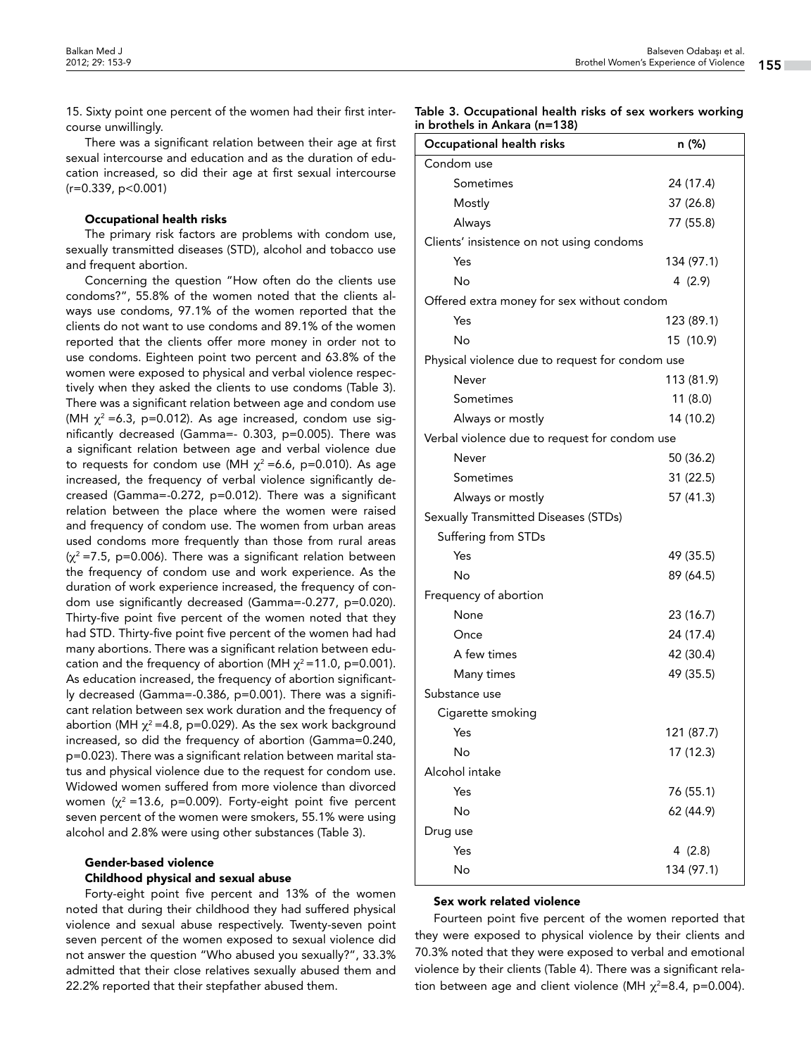15. Sixty point one percent of the women had their first intercourse unwillingly.

There was a significant relation between their age at first sexual intercourse and education and as the duration of education increased, so did their age at first sexual intercourse ($r=0.339$, $p<0.001$)

#### Occupational health risks

The primary risk factors are problems with condom use, sexually transmitted diseases (STD), alcohol and tobacco use and frequent abortion.

Concerning the question "How often do the clients use condoms?", 55.8% of the women noted that the clients always use condoms, 97.1% of the women reported that the clients do not want to use condoms and 89.1% of the women reported that the clients offer more money in order not to use condoms. Eighteen point two percent and 63.8% of the women were exposed to physical and verbal violence respectively when they asked the clients to use condoms (Table 3). There was a significant relation between age and condom use (MH $\chi^2=6.3$, $p=0.012$). As age increased, condom use significantly decreased (Gamma=- 0.303, $p=0.005$). There was a significant relation between age and verbal violence due to requests for condom use (MH $\chi^2=6.6$, $p=0.010$). As age increased, the frequency of verbal violence significantly decreased (Gamma=-0.272, $p=0.012$). There was a significant relation between the place where the women were raised and frequency of condom use. The women from urban areas used condoms more frequently than those from rural areas ($\chi^2=7.5$, $p=0.006$). There was a significant relation between the frequency of condom use and work experience. As the duration of work experience increased, the frequency of condom use significantly decreased (Gamma=-0.277, $p=0.020$). Thirty-five point five percent of the women noted that they had STD. Thirty-five point five percent of the women had had many abortions. There was a significant relation between education and the frequency of abortion (MH $\chi^2=11.0$, $p=0.001$). As education increased, the frequency of abortion significantly decreased (Gamma=-0.386, $p=0.001$). There was a significant relation between sex work duration and the frequency of abortion (MH $\chi^2=4.8$, $p=0.029$). As the sex work background increased, so did the frequency of abortion (Gamma=0.240, $p=0.023$). There was a significant relation between marital status and physical violence due to the request for condom use. Widowed women suffered from more violence than divorced women ($\chi^2=13.6$, $p=0.009$). Forty-eight point five percent seven percent of the women were smokers, 55.1% were using alcohol and 2.8% were using other substances (Table 3).

**Table 3. Occupational health risks of sex workers working in brothels in Ankara (n=138)**

| Occupational health risks | n (%) |
|---|---|
| Condom use | |
| Sometimes | 24 (17.4) |
| Mostly | 37 (26.8) |
| Always | 77 (55.8) |
| Clients' insistence on not using condoms | |
| Yes | 134 (97.1) |
| No | 4 (2.9) |
| Offered extra money for sex without condom | |
| Yes | 123 (89.1) |
| No | 15 (10.9) |
| Physical violence due to request for condom use | |
| Never | 113 (81.9) |
| Sometimes | 11 (8.0) |
| Always or mostly | 14 (10.2) |
| Verbal violence due to request for condom use | |
| Never | 50 (36.2) |
| Sometimes | 31 (22.5) |
| Always or mostly | 57 (41.3) |
| Sexually Transmitted Diseases (STDs) | |
| Suffering from STDs | |
| Yes | 49 (35.5) |
| No | 89 (64.5) |
| Frequency of abortion | |
| None | 23 (16.7) |
| Once | 24 (17.4) |
| A few times | 42 (30.4) |
| Many times | 49 (35.5) |
| Substance use | |
| Cigarette smoking | |
| Yes | 121 (87.7) |
| No | 17 (12.3) |
| Alcohol intake | |
| Yes | 76 (55.1) |
| No | 62 (44.9) |
| Drug use | |
| Yes | 4 (2.8) |
| No | 134 (97.1) |

### Gender-based violence

#### Childhood physical and sexual abuse

Forty-eight point five percent and 13% of the women noted that during their childhood they had suffered physical violence and sexual abuse respectively. Twenty-seven point seven percent of the women exposed to sexual violence did not answer the question "Who abused you sexually?", 33.3% admitted that their close relatives sexually abused them and 22.2% reported that their stepfather abused them.

#### Sex work related violence

Fourteen point five percent of the women reported that they were exposed to physical violence by their clients and 70.3% noted that they were exposed to verbal and emotional violence by their clients (Table 4). There was a significant relation between age and client violence (MH $\chi^2=8.4$, $p=0.004$).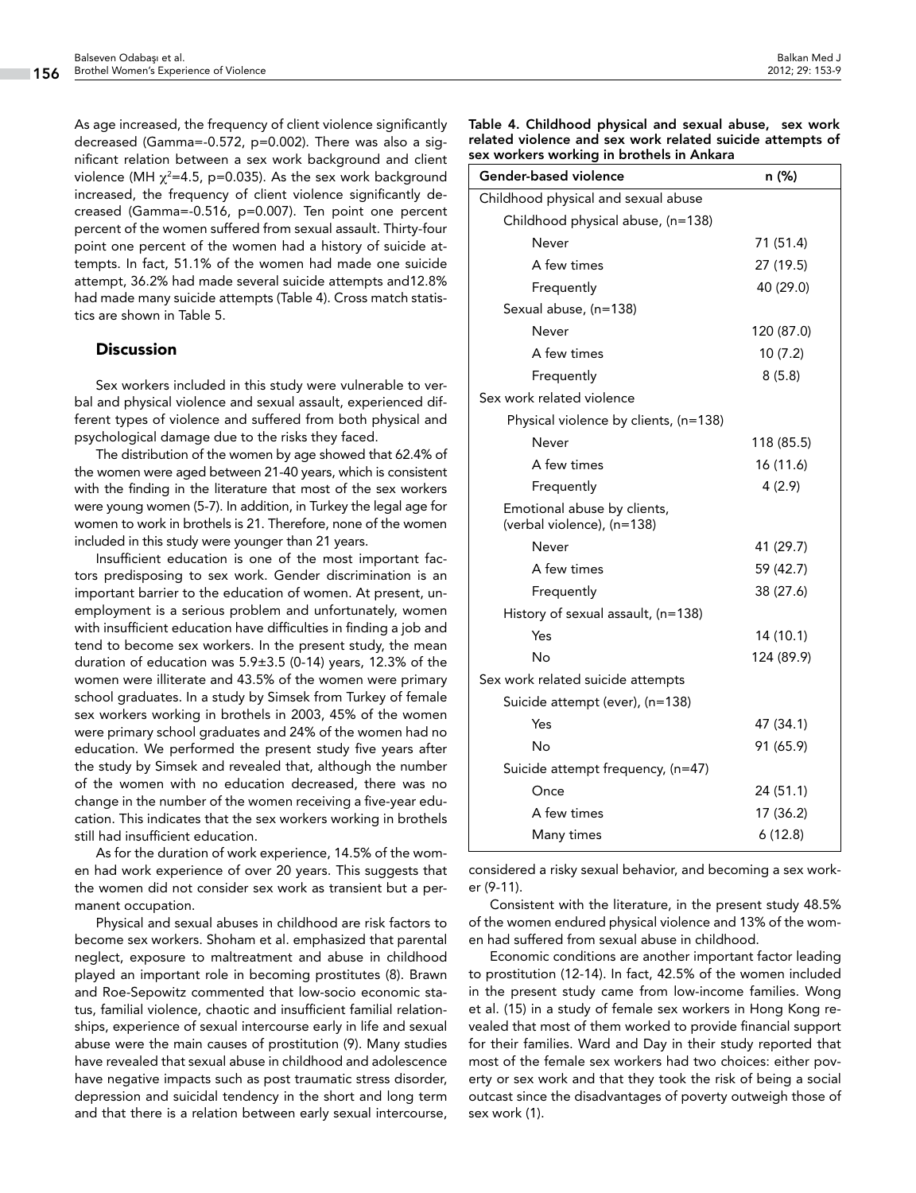As age increased, the frequency of client violence significantly decreased (Gamma=-0.572, p=0.002). There was also a significant relation between a sex work background and client violence (MH $\chi^2$=4.5, p=0.035). As the sex work background increased, the frequency of client violence significantly decreased (Gamma=-0.516, p=0.007). Ten point one percent percent of the women suffered from sexual assault. Thirty-four point one percent of the women had a history of suicide attempts. In fact, 51.1% of the women had made one suicide attempt, 36.2% had made several suicide attempts and12.8% had made many suicide attempts (Table 4). Cross match statistics are shown in Table 5.

**Table 4. Childhood physical and sexual abuse, sex work related violence and sex work related suicide attempts of sex workers working in brothels in Ankara**

| Gender-based violence | n (%) |
|---|---|
| Childhood physical and sexual abuse | |
| Childhood physical abuse, (n=138) | |
| Never | 71 (51.4) |
| A few times | 27 (19.5) |
| Frequently | 40 (29.0) |
| Sexual abuse, (n=138) | |
| Never | 120 (87.0) |
| A few times | 10 (7.2) |
| Frequently | 8 (5.8) |
| Sex work related violence | |
| Physical violence by clients, (n=138) | |
| Never | 118 (85.5) |
| A few times | 16 (11.6) |
| Frequently | 4 (2.9) |
| Emotional abuse by clients, (verbal violence), (n=138) | |
| Never | 41 (29.7) |
| A few times | 59 (42.7) |
| Frequently | 38 (27.6) |
| History of sexual assault, (n=138) | |
| Yes | 14 (10.1) |
| No | 124 (89.9) |
| Sex work related suicide attempts | |
| Suicide attempt (ever), (n=138) | |
| Yes | 47 (34.1) |
| No | 91 (65.9) |
| Suicide attempt frequency, (n=47) | |
| Once | 24 (51.1) |
| A few times | 17 (36.2) |
| Many times | 6 (12.8) |

## Discussion

Sex workers included in this study were vulnerable to verbal and physical violence and sexual assault, experienced different types of violence and suffered from both physical and psychological damage due to the risks they faced.

The distribution of the women by age showed that 62.4% of the women were aged between 21-40 years, which is consistent with the finding in the literature that most of the sex workers were young women (5-7). In addition, in Turkey the legal age for women to work in brothels is 21. Therefore, none of the women included in this study were younger than 21 years.

Insufficient education is one of the most important factors predisposing to sex work. Gender discrimination is an important barrier to the education of women. At present, unemployment is a serious problem and unfortunately, women with insufficient education have difficulties in finding a job and tend to become sex workers. In the present study, the mean duration of education was 5.9±3.5 (0-14) years, 12.3% of the women were illiterate and 43.5% of the women were primary school graduates. In a study by Simsek from Turkey of female sex workers working in brothels in 2003, 45% of the women were primary school graduates and 24% of the women had no education. We performed the present study five years after the study by Simsek and revealed that, although the number of the women with no education decreased, there was no change in the number of the women receiving a five-year education. This indicates that the sex workers working in brothels still had insufficient education.

As for the duration of work experience, 14.5% of the women had work experience of over 20 years. This suggests that the women did not consider sex work as transient but a permanent occupation.

Physical and sexual abuses in childhood are risk factors to become sex workers. Shoham et al. emphasized that parental neglect, exposure to maltreatment and abuse in childhood played an important role in becoming prostitutes (8). Brawn and Roe-Sepowitz commented that low-socio economic status, familial violence, chaotic and insufficient familial relationships, experience of sexual intercourse early in life and sexual abuse were the main causes of prostitution (9). Many studies have revealed that sexual abuse in childhood and adolescence have negative impacts such as post traumatic stress disorder, depression and suicidal tendency in the short and long term and that there is a relation between early sexual intercourse, considered a risky sexual behavior, and becoming a sex worker (9-11).

Consistent with the literature, in the present study 48.5% of the women endured physical violence and 13% of the women had suffered from sexual abuse in childhood.

Economic conditions are another important factor leading to prostitution (12-14). In fact, 42.5% of the women included in the present study came from low-income families. Wong et al. (15) in a study of female sex workers in Hong Kong revealed that most of them worked to provide financial support for their families. Ward and Day in their study reported that most of the female sex workers had two choices: either poverty or sex work and that they took the risk of being a social outcast since the disadvantages of poverty outweigh those of sex work (1).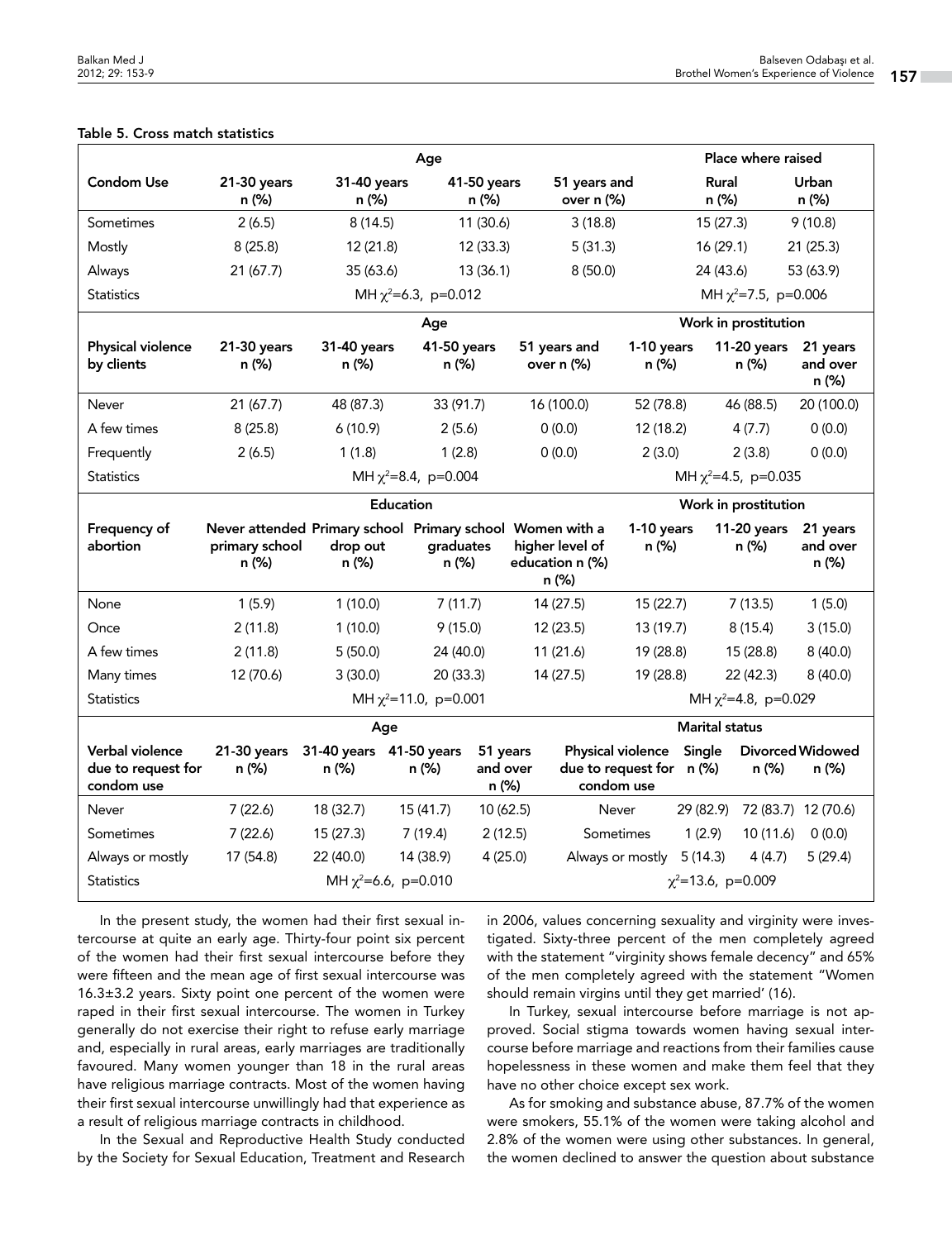**Table 5. Cross match statistics**

| | Age | | | | Place where raised | |
|---|---|---|---|---|---|---|
| **Condom Use** | **21-30 years n (%)** | **31-40 years n (%)** | **41-50 years n (%)** | **51 years and over n (%)** | **Rural n (%)** | **Urban n (%)** |
| Sometimes | 2 (6.5) | 8 (14.5) | 11 (30.6) | 3 (18.8) | 15 (27.3) | 9 (10.8) |
| Mostly | 8 (25.8) | 12 (21.8) | 12 (33.3) | 5 (31.3) | 16 (29.1) | 21 (25.3) |
| Always | 21 (67.7) | 35 (63.6) | 13 (36.1) | 8 (50.0) | 24 (43.6) | 53 (63.9) |
| Statistics | MH $\chi^2$=6.3, p=0.012 | | | | MH $\chi^2$=7.5, p=0.006 | |

| | Age | | | | Work in prostitution | | |
|---|---|---|---|---|---|---|---|
| **Physical violence by clients** | **21-30 years n (%)** | **31-40 years n (%)** | **41-50 years n (%)** | **51 years and over n (%)** | **1-10 years n (%)** | **11-20 years n (%)** | **21 years and over n (%)** |
| Never | 21 (67.7) | 48 (87.3) | 33 (91.7) | 16 (100.0) | 52 (78.8) | 46 (88.5) | 20 (100.0) |
| A few times | 8 (25.8) | 6 (10.9) | 2 (5.6) | 0 (0.0) | 12 (18.2) | 4 (7.7) | 0 (0.0) |
| Frequently | 2 (6.5) | 1 (1.8) | 1 (2.8) | 0 (0.0) | 2 (3.0) | 2 (3.8) | 0 (0.0) |
| Statistics | MH $\chi^2$=8.4, p=0.004 | | | | MH $\chi^2$=4.5, p=0.035 | | |

| | Education | | | | Work in prostitution | | |
|---|---|---|---|---|---|---|---|
| **Frequency of abortion** | **Never attended primary school n (%)** | **Primary school drop out n (%)** | **Primary school graduates n (%)** | **Women with a higher level of education n (%) n (%)** | **1-10 years n (%)** | **11-20 years n (%)** | **21 years and over n (%)** |
| None | 1 (5.9) | 1 (10.0) | 7 (11.7) | 14 (27.5) | 15 (22.7) | 7 (13.5) | 1 (5.0) |
| Once | 2 (11.8) | 1 (10.0) | 9 (15.0) | 12 (23.5) | 13 (19.7) | 8 (15.4) | 3 (15.0) |
| A few times | 2 (11.8) | 5 (50.0) | 24 (40.0) | 11 (21.6) | 19 (28.8) | 15 (28.8) | 8 (40.0) |
| Many times | 12 (70.6) | 3 (30.0) | 20 (33.3) | 14 (27.5) | 19 (28.8) | 22 (42.3) | 8 (40.0) |
| Statistics | MH $\chi^2$=11.0, p=0.001 | | | | MH $\chi^2$=4.8, p=0.029 | | |

| | Age | | | | | Marital status | | |
|---|---|---|---|---|---|---|---|---|
| **Verbal violence due to request for condom use** | **21-30 years n (%)** | **31-40 years n (%)** | **41-50 years n (%)** | **51 years and over n (%)** | **Physical violence due to request for condom use** | **Single n (%)** | **Divorced n (%)** | **Widowed n (%)** |
| Never | 7 (22.6) | 18 (32.7) | 15 (41.7) | 10 (62.5) | Never | 29 (82.9) | 72 (83.7) | 12 (70.6) |
| Sometimes | 7 (22.6) | 15 (27.3) | 7 (19.4) | 2 (12.5) | Sometimes | 1 (2.9) | 10 (11.6) | 0 (0.0) |
| Always or mostly | 17 (54.8) | 22 (40.0) | 14 (38.9) | 4 (25.0) | Always or mostly | 5 (14.3) | 4 (4.7) | 5 (29.4) |
| Statistics | MH $\chi^2$=6.6, p=0.010 | | | | | $\chi^2$=13.6, p=0.009 | | |

In the present study, the women had their first sexual intercourse at quite an early age. Thirty-four point six percent of the women had their first sexual intercourse before they were fifteen and the mean age of first sexual intercourse was 16.3±3.2 years. Sixty point one percent of the women were raped in their first sexual intercourse. The women in Turkey generally do not exercise their right to refuse early marriage and, especially in rural areas, early marriages are traditionally favoured. Many women younger than 18 in the rural areas have religious marriage contracts. Most of the women having their first sexual intercourse unwillingly had that experience as a result of religious marriage contracts in childhood.

In the Sexual and Reproductive Health Study conducted by the Society for Sexual Education, Treatment and Research in 2006, values concerning sexuality and virginity were investigated. Sixty-three percent of the men completely agreed with the statement "virginity shows female decency" and 65% of the men completely agreed with the statement "Women should remain virgins until they get married' (16).

In Turkey, sexual intercourse before marriage is not approved. Social stigma towards women having sexual intercourse before marriage and reactions from their families cause hopelessness in these women and make them feel that they have no other choice except sex work.

As for smoking and substance abuse, 87.7% of the women were smokers, 55.1% of the women were taking alcohol and 2.8% of the women were using other substances. In general, the women declined to answer the question about substance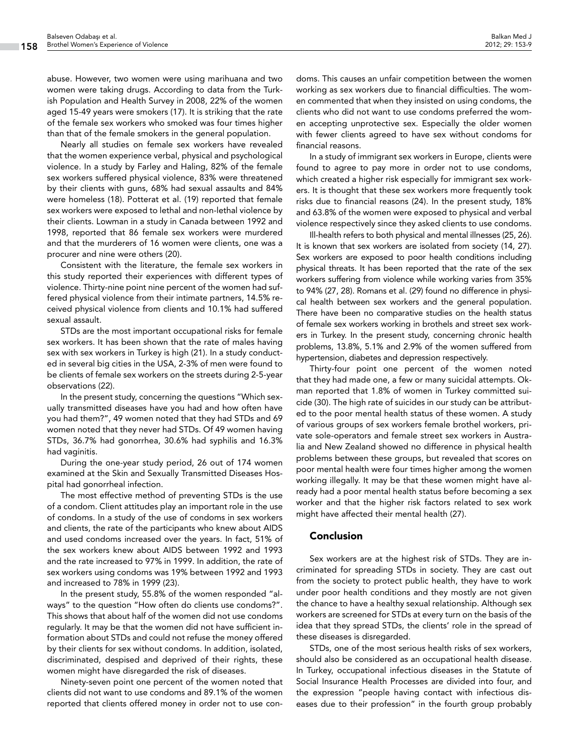abuse. However, two women were using marihuana and two women were taking drugs. According to data from the Turkish Population and Health Survey in 2008, 22% of the women aged 15-49 years were smokers (17). It is striking that the rate of the female sex workers who smoked was four times higher than that of the female smokers in the general population.

Nearly all studies on female sex workers have revealed that the women experience verbal, physical and psychological violence. In a study by Farley and Haling, 82% of the female sex workers suffered physical violence, 83% were threatened by their clients with guns, 68% had sexual assaults and 84% were homeless (18). Potterat et al. (19) reported that female sex workers were exposed to lethal and non-lethal violence by their clients. Lowman in a study in Canada between 1992 and 1998, reported that 86 female sex workers were murdered and that the murderers of 16 women were clients, one was a procurer and nine were others (20).

Consistent with the literature, the female sex workers in this study reported their experiences with different types of violence. Thirty-nine point nine percent of the women had suffered physical violence from their intimate partners, 14.5% received physical violence from clients and 10.1% had suffered sexual assault.

STDs are the most important occupational risks for female sex workers. It has been shown that the rate of males having sex with sex workers in Turkey is high (21). In a study conducted in several big cities in the USA, 2-3% of men were found to be clients of female sex workers on the streets during 2-5-year observations (22).

In the present study, concerning the questions "Which sexually transmitted diseases have you had and how often have you had them?", 49 women noted that they had STDs and 69 women noted that they never had STDs. Of 49 women having STDs, 36.7% had gonorrhea, 30.6% had syphilis and 16.3% had vaginitis.

During the one-year study period, 26 out of 174 women examined at the Skin and Sexually Transmitted Diseases Hospital had gonorrheal infection.

The most effective method of preventing STDs is the use of a condom. Client attitudes play an important role in the use of condoms. In a study of the use of condoms in sex workers and clients, the rate of the participants who knew about AIDS and used condoms increased over the years. In fact, 51% of the sex workers knew about AIDS between 1992 and 1993 and the rate increased to 97% in 1999. In addition, the rate of sex workers using condoms was 19% between 1992 and 1993 and increased to 78% in 1999 (23).

In the present study, 55.8% of the women responded "always" to the question "How often do clients use condoms?". This shows that about half of the women did not use condoms regularly. It may be that the women did not have sufficient information about STDs and could not refuse the money offered by their clients for sex without condoms. In addition, isolated, discriminated, despised and deprived of their rights, these women might have disregarded the risk of diseases.

Ninety-seven point one percent of the women noted that clients did not want to use condoms and 89.1% of the women reported that clients offered money in order not to use condoms. This causes an unfair competition between the women working as sex workers due to financial difficulties. The women commented that when they insisted on using condoms, the clients who did not want to use condoms preferred the women accepting unprotective sex. Especially the older women with fewer clients agreed to have sex without condoms for financial reasons.

In a study of immigrant sex workers in Europe, clients were found to agree to pay more in order not to use condoms, which created a higher risk especially for immigrant sex workers. It is thought that these sex workers more frequently took risks due to financial reasons (24). In the present study, 18% and 63.8% of the women were exposed to physical and verbal violence respectively since they asked clients to use condoms.

Ill-health refers to both physical and mental illnesses (25, 26). It is known that sex workers are isolated from society (14, 27). Sex workers are exposed to poor health conditions including physical threats. It has been reported that the rate of the sex workers suffering from violence while working varies from 35% to 94% (27, 28). Romans et al. (29) found no difference in physical health between sex workers and the general population. There have been no comparative studies on the health status of female sex workers working in brothels and street sex workers in Turkey. In the present study, concerning chronic health problems, 13.8%, 5.1% and 2.9% of the women suffered from hypertension, diabetes and depression respectively.

Thirty-four point one percent of the women noted that they had made one, a few or many suicidal attempts. Okman reported that 1.8% of women in Turkey committed suicide (30). The high rate of suicides in our study can be attributed to the poor mental health status of these women. A study of various groups of sex workers female brothel workers, private sole-operators and female street sex workers in Australia and New Zealand showed no difference in physical health problems between these groups, but revealed that scores on poor mental health were four times higher among the women working illegally. It may be that these women might have already had a poor mental health status before becoming a sex worker and that the higher risk factors related to sex work might have affected their mental health (27).

## Conclusion

Sex workers are at the highest risk of STDs. They are incriminated for spreading STDs in society. They are cast out from the society to protect public health, they have to work under poor health conditions and they mostly are not given the chance to have a healthy sexual relationship. Although sex workers are screened for STDs at every turn on the basis of the idea that they spread STDs, the clients' role in the spread of these diseases is disregarded.

STDs, one of the most serious health risks of sex workers, should also be considered as an occupational health disease. In Turkey, occupational infectious diseases in the Statute of Social Insurance Health Processes are divided into four, and the expression "people having contact with infectious diseases due to their profession" in the fourth group probably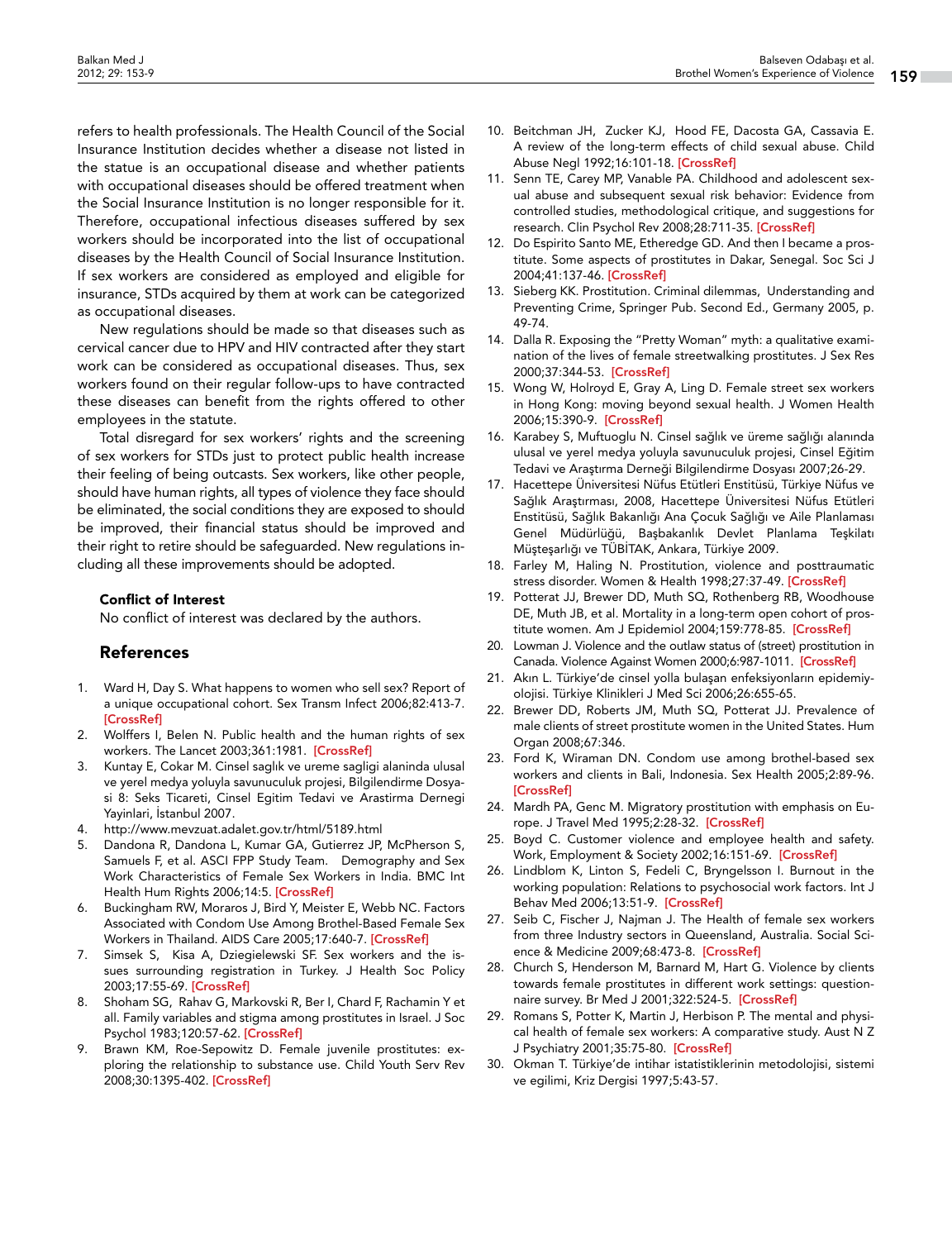refers to health professionals. The Health Council of the Social Insurance Institution decides whether a disease not listed in the statue is an occupational disease and whether patients with occupational diseases should be offered treatment when the Social Insurance Institution is no longer responsible for it. Therefore, occupational infectious diseases suffered by sex workers should be incorporated into the list of occupational diseases by the Health Council of Social Insurance Institution. If sex workers are considered as employed and eligible for insurance, STDs acquired by them at work can be categorized as occupational diseases.

New regulations should be made so that diseases such as cervical cancer due to HPV and HIV contracted after they start work can be considered as occupational diseases. Thus, sex workers found on their regular follow-ups to have contracted these diseases can benefit from the rights offered to other employees in the statute.

Total disregard for sex workers' rights and the screening of sex workers for STDs just to protect public health increase their feeling of being outcasts. Sex workers, like other people, should have human rights, all types of violence they face should be eliminated, the social conditions they are exposed to should be improved, their financial status should be improved and their right to retire should be safeguarded. New regulations including all these improvements should be adopted.

**Conflict of Interest**

No conflict of interest was declared by the authors.

## References

1. Ward H, Day S. What happens to women who sell sex? Report of a unique occupational cohort. Sex Transm Infect 2006;82:413-7. [CrossRef]
2. Wolffers I, Belen N. Public health and the human rights of sex workers. The Lancet 2003;361:1981. [CrossRef]
3. Kuntay E, Cokar M. Cinsel saglık ve ureme sagligi alaninda ulusal ve yerel medya yoluyla savunuculuk projesi, Bilgilendirme Dosyasi 8: Seks Ticareti, Cinsel Egitim Tedavi ve Arastirma Dernegi Yayinlari, İstanbul 2007.
4. http://www.mevzuat.adalet.gov.tr/html/5189.html
5. Dandona R, Dandona L, Kumar GA, Gutierrez JP, McPherson S, Samuels F, et al. ASCI FPP Study Team. Demography and Sex Work Characteristics of Female Sex Workers in India. BMC Int Health Hum Rights 2006;14:5. [CrossRef]
6. Buckingham RW, Moraros J, Bird Y, Meister E, Webb NC. Factors Associated with Condom Use Among Brothel-Based Female Sex Workers in Thailand. AIDS Care 2005;17:640-7. [CrossRef]
7. Simsek S, Kisa A, Dziegielewski SF. Sex workers and the issues surrounding registration in Turkey. J Health Soc Policy 2003;17:55-69. [CrossRef]
8. Shoham SG, Rahav G, Markovski R, Ber I, Chard F, Rachamin Y et all. Family variables and stigma among prostitutes in Israel. J Soc Psychol 1983;120:57-62. [CrossRef]
9. Brawn KM, Roe-Sepowitz D. Female juvenile prostitutes: exploring the relationship to substance use. Child Youth Serv Rev 2008;30:1395-402. [CrossRef]
10. Beitchman JH, Zucker KJ, Hood FE, Dacosta GA, Cassavia E. A review of the long-term effects of child sexual abuse. Child Abuse Negl 1992;16:101-18. [CrossRef]
11. Senn TE, Carey MP, Vanable PA. Childhood and adolescent sexual abuse and subsequent sexual risk behavior: Evidence from controlled studies, methodological critique, and suggestions for research. Clin Psychol Rev 2008;28:711-35. [CrossRef]
12. Do Espirito Santo ME, Etheredge GD. And then I became a prostitute. Some aspects of prostitutes in Dakar, Senegal. Soc Sci J 2004;41:137-46. [CrossRef]
13. Sieberg KK. Prostitution. Criminal dilemmas, Understanding and Preventing Crime, Springer Pub. Second Ed., Germany 2005, p. 49-74.
14. Dalla R. Exposing the "Pretty Woman" myth: a qualitative examination of the lives of female streetwalking prostitutes. J Sex Res 2000;37:344-53. [CrossRef]
15. Wong W, Holroyd E, Gray A, Ling D. Female street sex workers in Hong Kong: moving beyond sexual health. J Women Health 2006;15:390-9. [CrossRef]
16. Karabey S, Muftuoglu N. Cinsel sağlık ve üreme sağlığı alanında ulusal ve yerel medya yoluyla savunuculuk projesi, Cinsel Eğitim Tedavi ve Araştırma Derneği Bilgilendirme Dosyası 2007;26-29.
17. Hacettepe Üniversitesi Nüfus Etütleri Enstitüsü, Türkiye Nüfus ve Sağlık Araştırması, 2008, Hacettepe Üniversitesi Nüfus Etütleri Enstitüsü, Sağlık Bakanlığı Ana Çocuk Sağlığı ve Aile Planlaması Genel Müdürlüğü, Başbakanlık Devlet Planlama Teşkilatı Müşteşarlığı ve TÜBİTAK, Ankara, Türkiye 2009.
18. Farley M, Haling N. Prostitution, violence and posttraumatic stress disorder. Women & Health 1998;27:37-49. [CrossRef]
19. Potterat JJ, Brewer DD, Muth SQ, Rothenberg RB, Woodhouse DE, Muth JB, et al. Mortality in a long-term open cohort of prostitute women. Am J Epidemiol 2004;159:778-85. [CrossRef]
20. Lowman J. Violence and the outlaw status of (street) prostitution in Canada. Violence Against Women 2000;6:987-1011. [CrossRef]
21. Akın L. Türkiye'de cinsel yolla bulaşan enfeksiyonların epidemiyolojisi. Türkiye Klinikleri J Med Sci 2006;26:655-65.
22. Brewer DD, Roberts JM, Muth SQ, Potterat JJ. Prevalence of male clients of street prostitute women in the United States. Hum Organ 2008;67:346.
23. Ford K, Wiraman DN. Condom use among brothel-based sex workers and clients in Bali, Indonesia. Sex Health 2005;2:89-96. [CrossRef]
24. Mardh PA, Genc M. Migratory prostitution with emphasis on Europe. J Travel Med 1995;2:28-32. [CrossRef]
25. Boyd C. Customer violence and employee health and safety. Work, Employment & Society 2002;16:151-69. [CrossRef]
26. Lindblom K, Linton S, Fedeli C, Bryngelsson I. Burnout in the working population: Relations to psychosocial work factors. Int J Behav Med 2006;13:51-9. [CrossRef]
27. Seib C, Fischer J, Najman J. The Health of female sex workers from three Industry sectors in Queensland, Australia. Social Science & Medicine 2009;68:473-8. [CrossRef]
28. Church S, Henderson M, Barnard M, Hart G. Violence by clients towards female prostitutes in different work settings: questionnaire survey. Br Med J 2001;322:524-5. [CrossRef]
29. Romans S, Potter K, Martin J, Herbison P. The mental and physical health of female sex workers: A comparative study. Aust N Z J Psychiatry 2001;35:75-80. [CrossRef]
30. Okman T. Türkiye'de intihar istatistiklerinin metodolojisi, sistemi ve egilimi, Kriz Dergisi 1997;5:43-57.